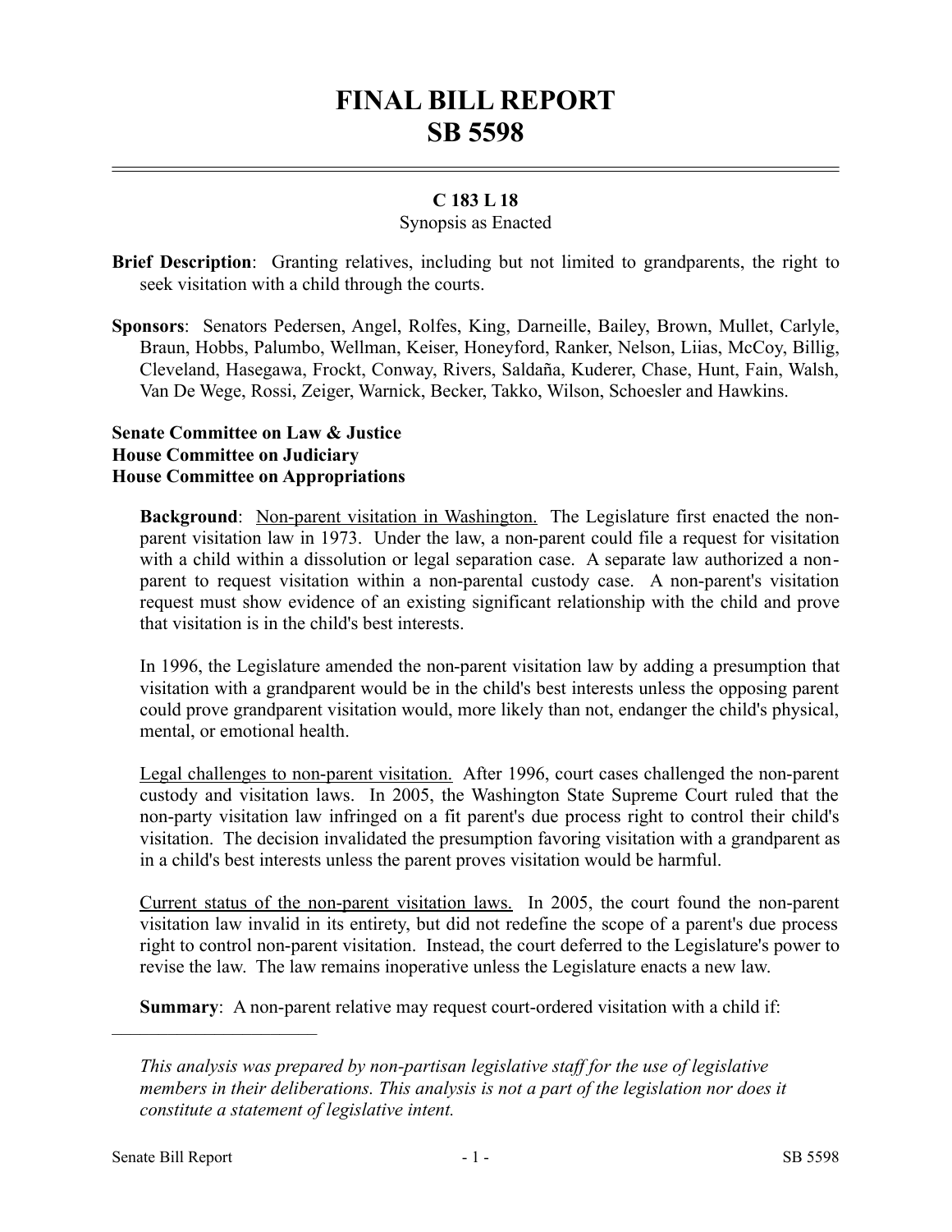# FINAL BILL REPORT
# SB 5598

**C 183 L 18**

Synopsis as Enacted

**Brief Description**: Granting relatives, including but not limited to grandparents, the right to seek visitation with a child through the courts.

**Sponsors**: Senators Pedersen, Angel, Rolfes, King, Darneille, Bailey, Brown, Mullet, Carlyle, Braun, Hobbs, Palumbo, Wellman, Keiser, Honeyford, Ranker, Nelson, Liias, McCoy, Billig, Cleveland, Hasegawa, Frockt, Conway, Rivers, Saldaña, Kuderer, Chase, Hunt, Fain, Walsh, Van De Wege, Rossi, Zeiger, Warnick, Becker, Takko, Wilson, Schoesler and Hawkins.

**Senate Committee on Law & Justice**
**House Committee on Judiciary**
**House Committee on Appropriations**

**Background**: Non-parent visitation in Washington. The Legislature first enacted the non-parent visitation law in 1973. Under the law, a non-parent could file a request for visitation with a child within a dissolution or legal separation case. A separate law authorized a non-parent to request visitation within a non-parental custody case. A non-parent's visitation request must show evidence of an existing significant relationship with the child and prove that visitation is in the child's best interests.

In 1996, the Legislature amended the non-parent visitation law by adding a presumption that visitation with a grandparent would be in the child's best interests unless the opposing parent could prove grandparent visitation would, more likely than not, endanger the child's physical, mental, or emotional health.

Legal challenges to non-parent visitation. After 1996, court cases challenged the non-parent custody and visitation laws. In 2005, the Washington State Supreme Court ruled that the non-party visitation law infringed on a fit parent's due process right to control their child's visitation. The decision invalidated the presumption favoring visitation with a grandparent as in a child's best interests unless the parent proves visitation would be harmful.

Current status of the non-parent visitation laws. In 2005, the court found the non-parent visitation law invalid in its entirety, but did not redefine the scope of a parent's due process right to control non-parent visitation. Instead, the court deferred to the Legislature's power to revise the law. The law remains inoperative unless the Legislature enacts a new law.

**Summary**: A non-parent relative may request court-ordered visitation with a child if:

---

*This analysis was prepared by non-partisan legislative staff for the use of legislative members in their deliberations. This analysis is not a part of the legislation nor does it constitute a statement of legislative intent.*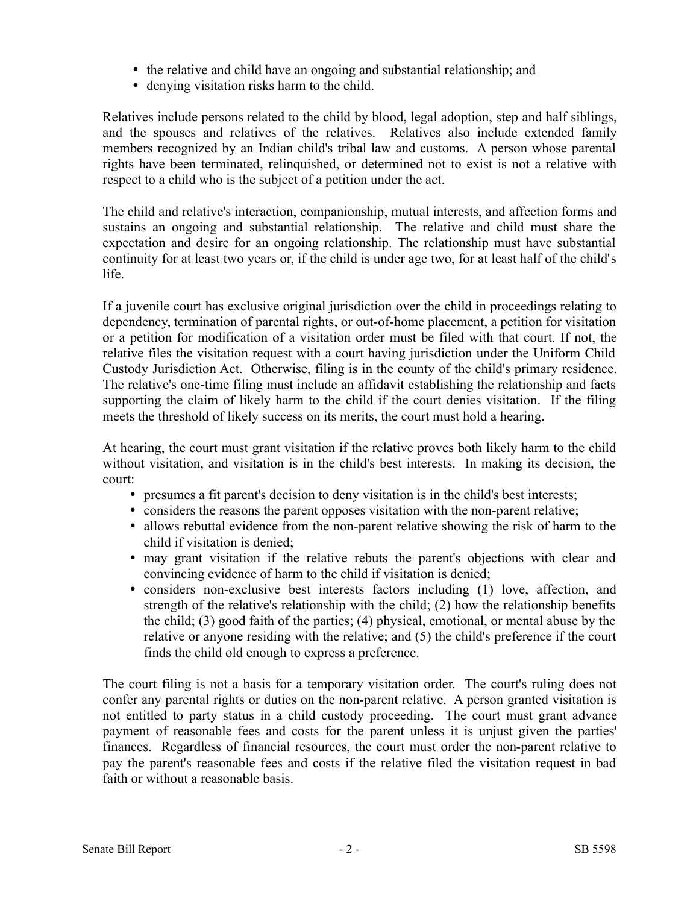- the relative and child have an ongoing and substantial relationship; and
- denying visitation risks harm to the child.

Relatives include persons related to the child by blood, legal adoption, step and half siblings, and the spouses and relatives of the relatives. Relatives also include extended family members recognized by an Indian child's tribal law and customs. A person whose parental rights have been terminated, relinquished, or determined not to exist is not a relative with respect to a child who is the subject of a petition under the act.

The child and relative's interaction, companionship, mutual interests, and affection forms and sustains an ongoing and substantial relationship. The relative and child must share the expectation and desire for an ongoing relationship. The relationship must have substantial continuity for at least two years or, if the child is under age two, for at least half of the child's life.

If a juvenile court has exclusive original jurisdiction over the child in proceedings relating to dependency, termination of parental rights, or out-of-home placement, a petition for visitation or a petition for modification of a visitation order must be filed with that court. If not, the relative files the visitation request with a court having jurisdiction under the Uniform Child Custody Jurisdiction Act. Otherwise, filing is in the county of the child's primary residence. The relative's one-time filing must include an affidavit establishing the relationship and facts supporting the claim of likely harm to the child if the court denies visitation. If the filing meets the threshold of likely success on its merits, the court must hold a hearing.

At hearing, the court must grant visitation if the relative proves both likely harm to the child without visitation, and visitation is in the child's best interests. In making its decision, the court:

- presumes a fit parent's decision to deny visitation is in the child's best interests;
- considers the reasons the parent opposes visitation with the non-parent relative;
- allows rebuttal evidence from the non-parent relative showing the risk of harm to the child if visitation is denied;
- may grant visitation if the relative rebuts the parent's objections with clear and convincing evidence of harm to the child if visitation is denied;
- considers non-exclusive best interests factors including (1) love, affection, and strength of the relative's relationship with the child; (2) how the relationship benefits the child; (3) good faith of the parties; (4) physical, emotional, or mental abuse by the relative or anyone residing with the relative; and (5) the child's preference if the court finds the child old enough to express a preference.

The court filing is not a basis for a temporary visitation order. The court's ruling does not confer any parental rights or duties on the non-parent relative. A person granted visitation is not entitled to party status in a child custody proceeding. The court must grant advance payment of reasonable fees and costs for the parent unless it is unjust given the parties' finances. Regardless of financial resources, the court must order the non-parent relative to pay the parent's reasonable fees and costs if the relative filed the visitation request in bad faith or without a reasonable basis.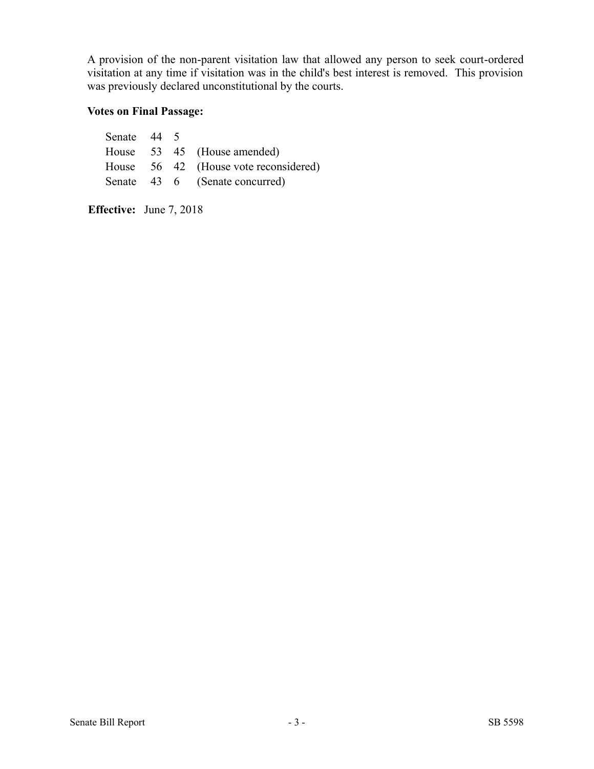A provision of the non-parent visitation law that allowed any person to seek court-ordered visitation at any time if visitation was in the child's best interest is removed. This provision was previously declared unconstitutional by the courts.

**Votes on Final Passage:**

| | | | |
|---|---|---|---|
| Senate | 44 | 5 | |
| House | 53 | 45 | (House amended) |
| House | 56 | 42 | (House vote reconsidered) |
| Senate | 43 | 6 | (Senate concurred) |

**Effective:** June 7, 2018